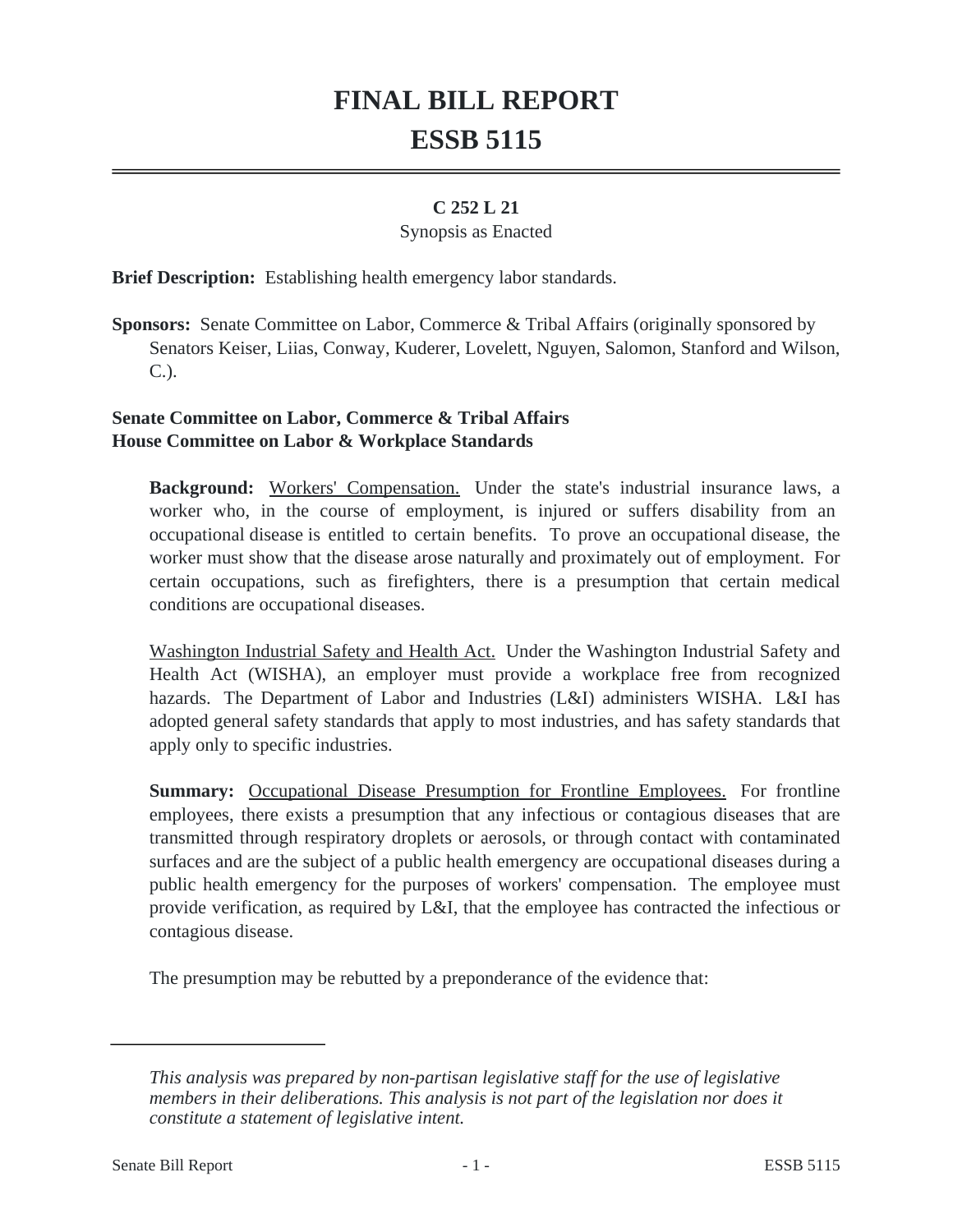# FINAL BILL REPORT
# ESSB 5115

**C 252 L 21**

Synopsis as Enacted

**Brief Description:** Establishing health emergency labor standards.

**Sponsors:** Senate Committee on Labor, Commerce & Tribal Affairs (originally sponsored by Senators Keiser, Liias, Conway, Kuderer, Lovelett, Nguyen, Salomon, Stanford and Wilson, C.).

**Senate Committee on Labor, Commerce & Tribal Affairs**
**House Committee on Labor & Workplace Standards**

**Background:** Workers' Compensation. Under the state's industrial insurance laws, a worker who, in the course of employment, is injured or suffers disability from an occupational disease is entitled to certain benefits. To prove an occupational disease, the worker must show that the disease arose naturally and proximately out of employment. For certain occupations, such as firefighters, there is a presumption that certain medical conditions are occupational diseases.

Washington Industrial Safety and Health Act. Under the Washington Industrial Safety and Health Act (WISHA), an employer must provide a workplace free from recognized hazards. The Department of Labor and Industries (L&I) administers WISHA. L&I has adopted general safety standards that apply to most industries, and has safety standards that apply only to specific industries.

**Summary:** Occupational Disease Presumption for Frontline Employees. For frontline employees, there exists a presumption that any infectious or contagious diseases that are transmitted through respiratory droplets or aerosols, or through contact with contaminated surfaces and are the subject of a public health emergency are occupational diseases during a public health emergency for the purposes of workers' compensation. The employee must provide verification, as required by L&I, that the employee has contracted the infectious or contagious disease.

The presumption may be rebutted by a preponderance of the evidence that:

---

*This analysis was prepared by non-partisan legislative staff for the use of legislative members in their deliberations. This analysis is not part of the legislation nor does it constitute a statement of legislative intent.*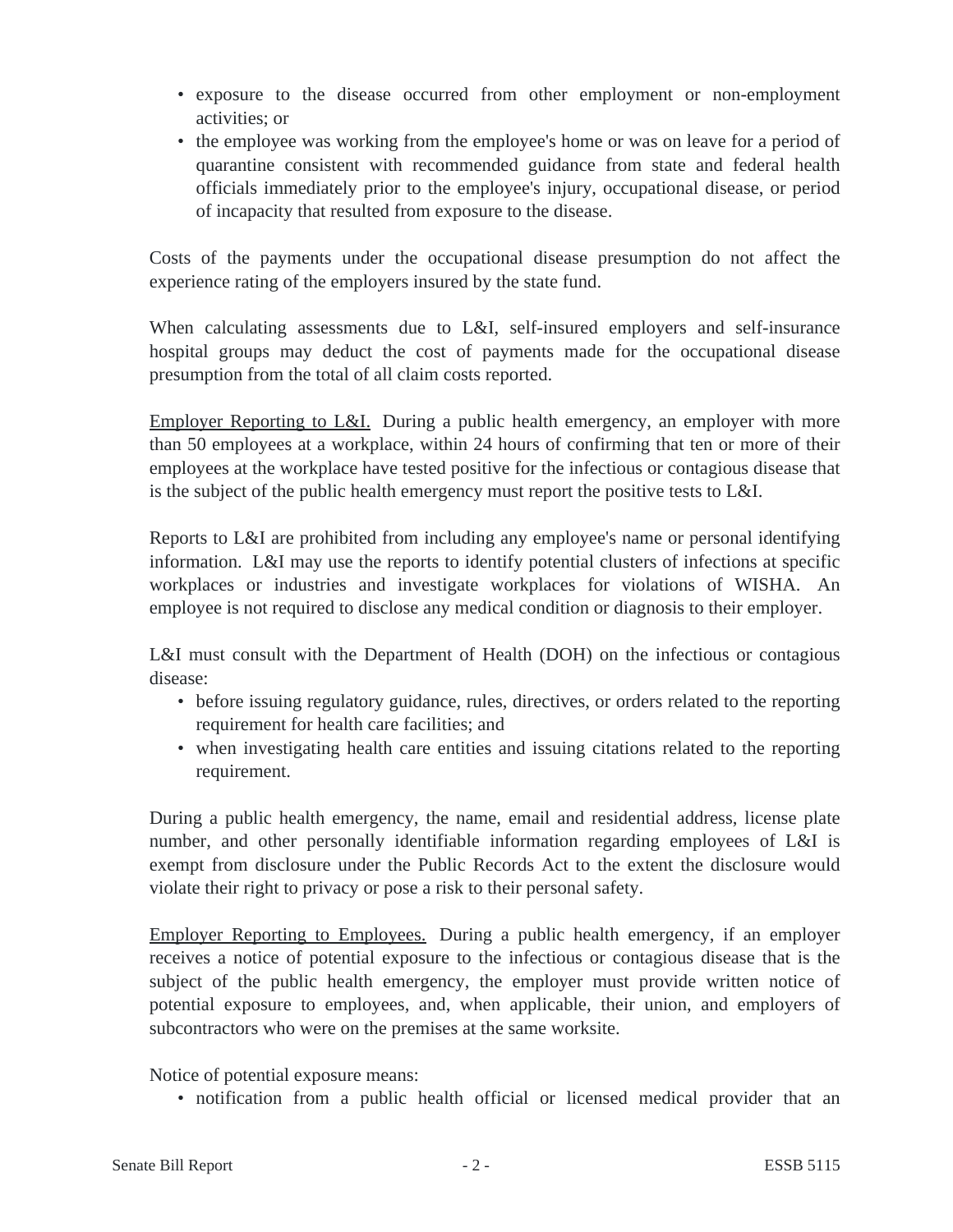- exposure to the disease occurred from other employment or non-employment activities; or
- the employee was working from the employee's home or was on leave for a period of quarantine consistent with recommended guidance from state and federal health officials immediately prior to the employee's injury, occupational disease, or period of incapacity that resulted from exposure to the disease.

Costs of the payments under the occupational disease presumption do not affect the experience rating of the employers insured by the state fund.

When calculating assessments due to L&I, self-insured employers and self-insurance hospital groups may deduct the cost of payments made for the occupational disease presumption from the total of all claim costs reported.

Employer Reporting to L&I. During a public health emergency, an employer with more than 50 employees at a workplace, within 24 hours of confirming that ten or more of their employees at the workplace have tested positive for the infectious or contagious disease that is the subject of the public health emergency must report the positive tests to L&I.

Reports to L&I are prohibited from including any employee's name or personal identifying information. L&I may use the reports to identify potential clusters of infections at specific workplaces or industries and investigate workplaces for violations of WISHA. An employee is not required to disclose any medical condition or diagnosis to their employer.

L&I must consult with the Department of Health (DOH) on the infectious or contagious disease:

- before issuing regulatory guidance, rules, directives, or orders related to the reporting requirement for health care facilities; and
- when investigating health care entities and issuing citations related to the reporting requirement.

During a public health emergency, the name, email and residential address, license plate number, and other personally identifiable information regarding employees of L&I is exempt from disclosure under the Public Records Act to the extent the disclosure would violate their right to privacy or pose a risk to their personal safety.

Employer Reporting to Employees. During a public health emergency, if an employer receives a notice of potential exposure to the infectious or contagious disease that is the subject of the public health emergency, the employer must provide written notice of potential exposure to employees, and, when applicable, their union, and employers of subcontractors who were on the premises at the same worksite.

Notice of potential exposure means:

- notification from a public health official or licensed medical provider that an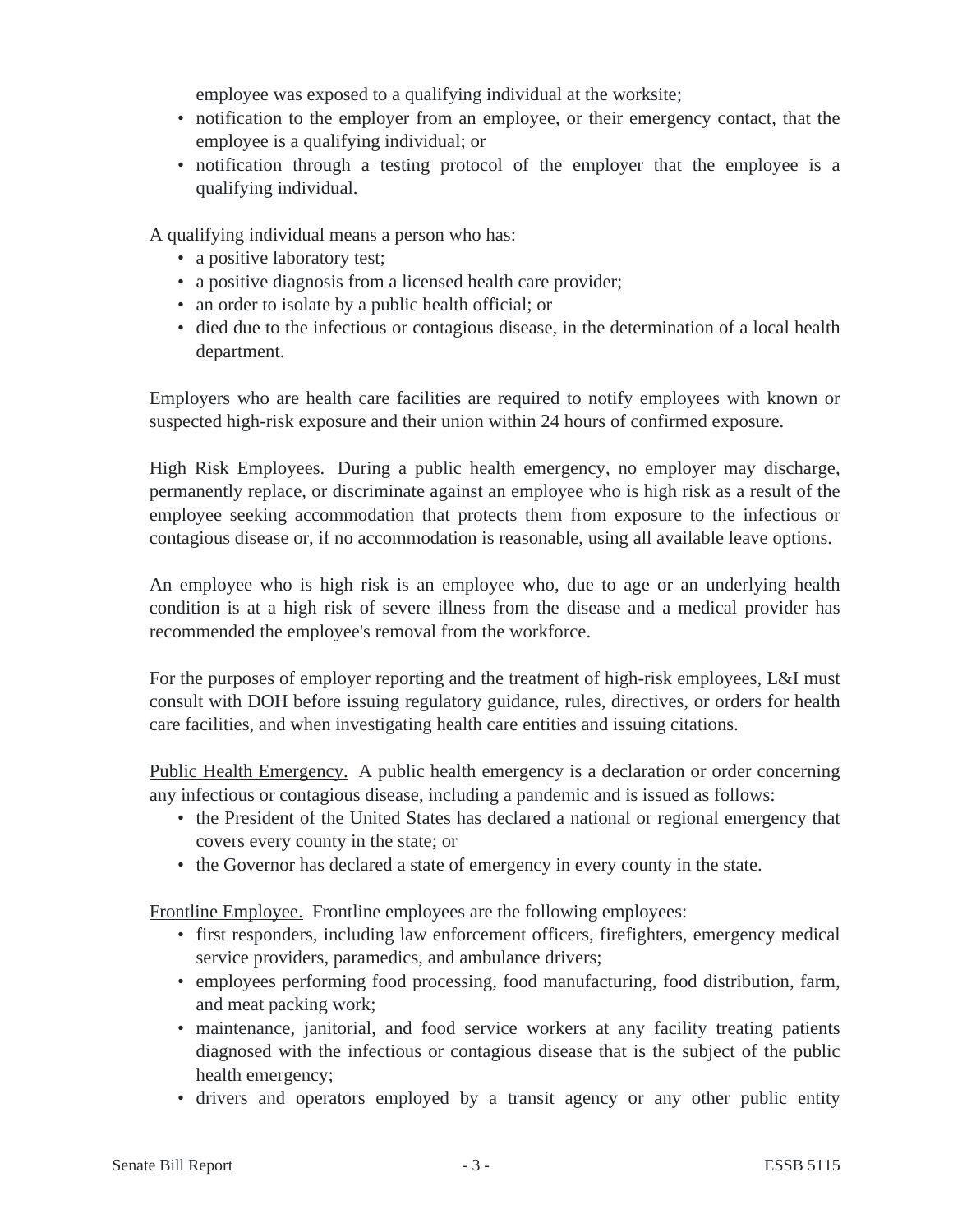employee was exposed to a qualifying individual at the worksite;

- notification to the employer from an employee, or their emergency contact, that the employee is a qualifying individual; or
- notification through a testing protocol of the employer that the employee is a qualifying individual.

A qualifying individual means a person who has:

- a positive laboratory test;
- a positive diagnosis from a licensed health care provider;
- an order to isolate by a public health official; or
- died due to the infectious or contagious disease, in the determination of a local health department.

Employers who are health care facilities are required to notify employees with known or suspected high-risk exposure and their union within 24 hours of confirmed exposure.

<u>High Risk Employees.</u> During a public health emergency, no employer may discharge, permanently replace, or discriminate against an employee who is high risk as a result of the employee seeking accommodation that protects them from exposure to the infectious or contagious disease or, if no accommodation is reasonable, using all available leave options.

An employee who is high risk is an employee who, due to age or an underlying health condition is at a high risk of severe illness from the disease and a medical provider has recommended the employee's removal from the workforce.

For the purposes of employer reporting and the treatment of high-risk employees, L&I must consult with DOH before issuing regulatory guidance, rules, directives, or orders for health care facilities, and when investigating health care entities and issuing citations.

<u>Public Health Emergency.</u> A public health emergency is a declaration or order concerning any infectious or contagious disease, including a pandemic and is issued as follows:

- the President of the United States has declared a national or regional emergency that covers every county in the state; or
- the Governor has declared a state of emergency in every county in the state.

<u>Frontline Employee.</u> Frontline employees are the following employees:

- first responders, including law enforcement officers, firefighters, emergency medical service providers, paramedics, and ambulance drivers;
- employees performing food processing, food manufacturing, food distribution, farm, and meat packing work;
- maintenance, janitorial, and food service workers at any facility treating patients diagnosed with the infectious or contagious disease that is the subject of the public health emergency;
- drivers and operators employed by a transit agency or any other public entity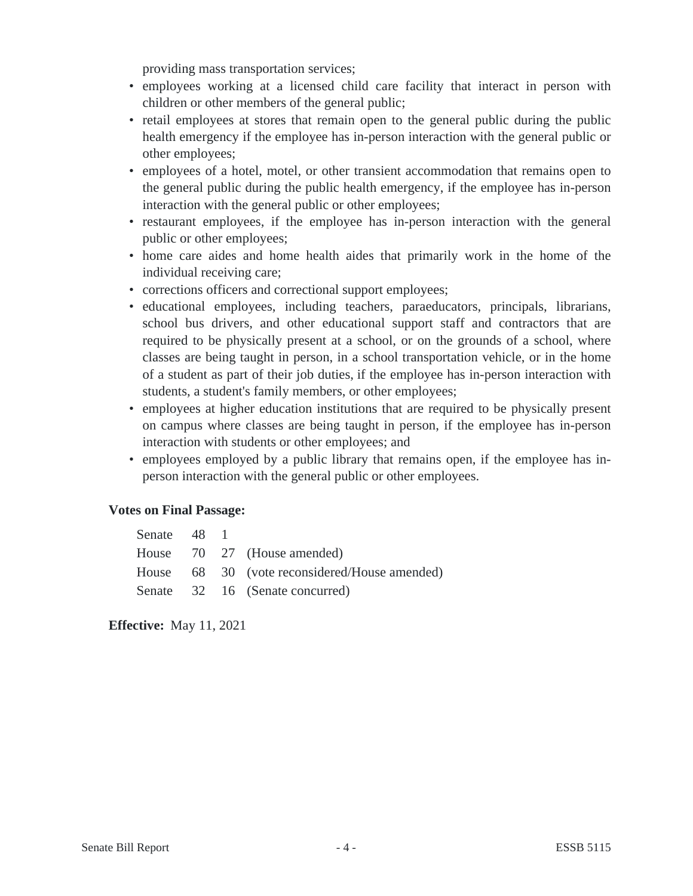providing mass transportation services;

- employees working at a licensed child care facility that interact in person with children or other members of the general public;
- retail employees at stores that remain open to the general public during the public health emergency if the employee has in-person interaction with the general public or other employees;
- employees of a hotel, motel, or other transient accommodation that remains open to the general public during the public health emergency, if the employee has in-person interaction with the general public or other employees;
- restaurant employees, if the employee has in-person interaction with the general public or other employees;
- home care aides and home health aides that primarily work in the home of the individual receiving care;
- corrections officers and correctional support employees;
- educational employees, including teachers, paraeducators, principals, librarians, school bus drivers, and other educational support staff and contractors that are required to be physically present at a school, or on the grounds of a school, where classes are being taught in person, in a school transportation vehicle, or in the home of a student as part of their job duties, if the employee has in-person interaction with students, a student's family members, or other employees;
- employees at higher education institutions that are required to be physically present on campus where classes are being taught in person, if the employee has in-person interaction with students or other employees; and
- employees employed by a public library that remains open, if the employee has in-person interaction with the general public or other employees.

**Votes on Final Passage:**

| | | | |
|---|---|---|---|
| Senate | 48 | 1 | |
| House | 70 | 27 | (House amended) |
| House | 68 | 30 | (vote reconsidered/House amended) |
| Senate | 32 | 16 | (Senate concurred) |

**Effective:** May 11, 2021